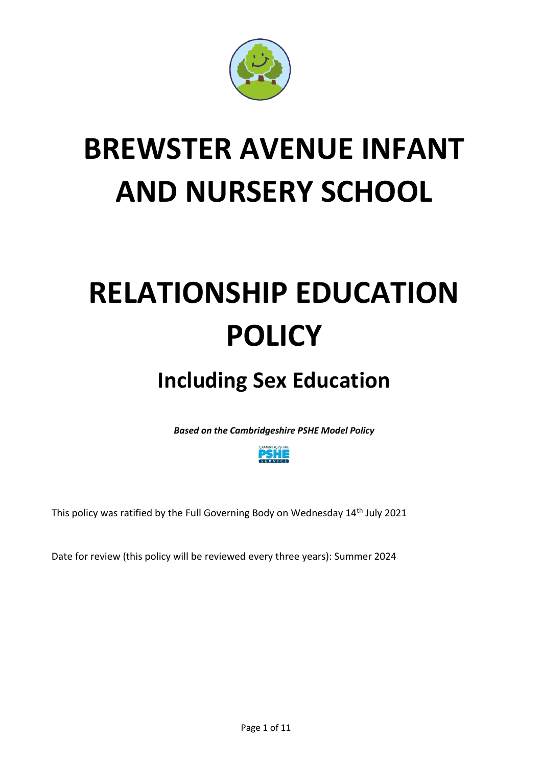# BREWSTER AVENUE INFANT AND NURSERY SCHOOL

# RELATIONSHIP EDUCATION POLICY

## Including Sex Education

***Based on the Cambridgeshire PSHE Model Policy***

This policy was ratified by the Full Governing Body on Wednesday 14th July 2021

Date for review (this policy will be reviewed every three years): Summer 2024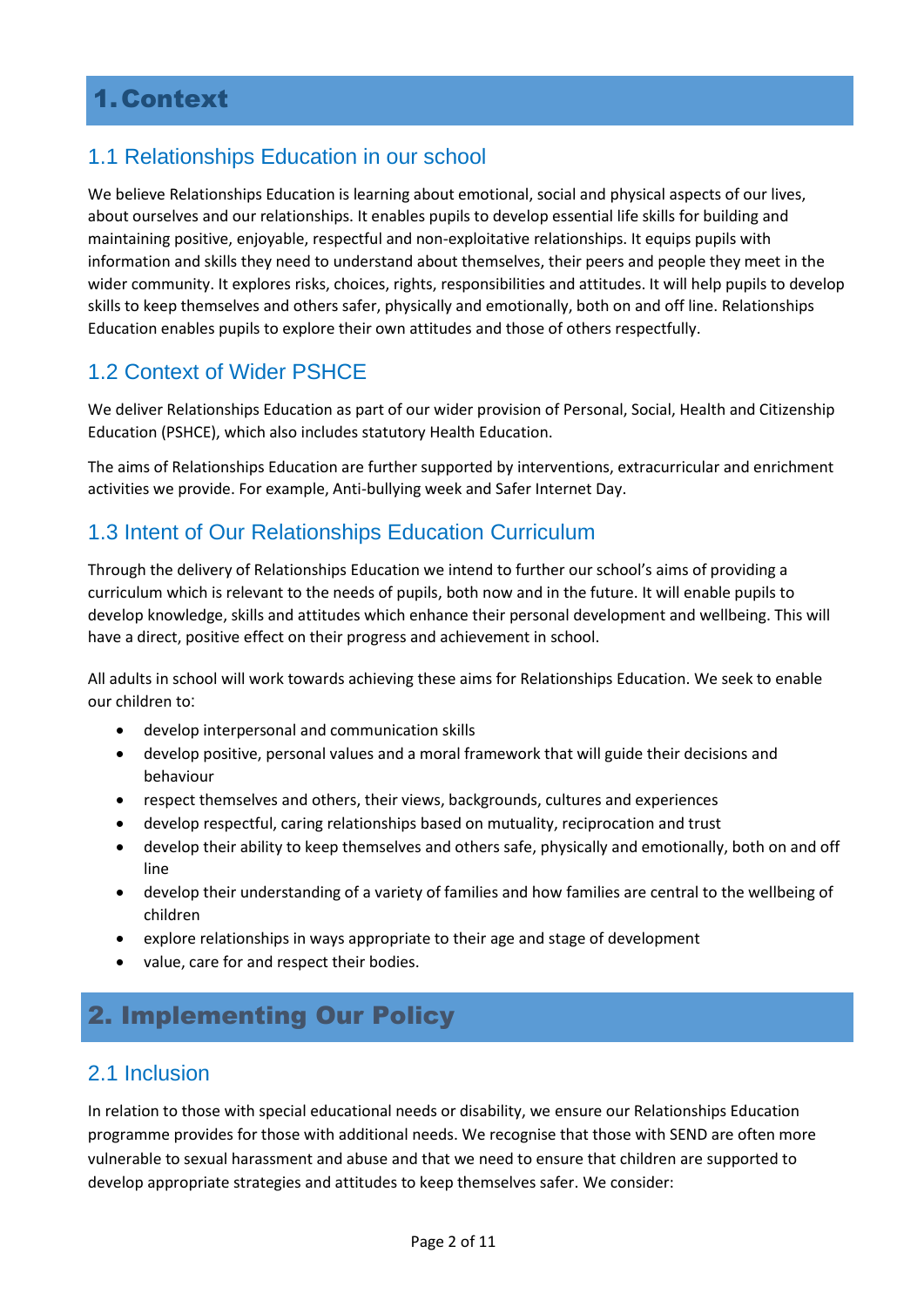# 1. Context

## 1.1 Relationships Education in our school

We believe Relationships Education is learning about emotional, social and physical aspects of our lives, about ourselves and our relationships. It enables pupils to develop essential life skills for building and maintaining positive, enjoyable, respectful and non-exploitative relationships. It equips pupils with information and skills they need to understand about themselves, their peers and people they meet in the wider community. It explores risks, choices, rights, responsibilities and attitudes. It will help pupils to develop skills to keep themselves and others safer, physically and emotionally, both on and off line. Relationships Education enables pupils to explore their own attitudes and those of others respectfully.

## 1.2 Context of Wider PSHCE

We deliver Relationships Education as part of our wider provision of Personal, Social, Health and Citizenship Education (PSHCE), which also includes statutory Health Education.

The aims of Relationships Education are further supported by interventions, extracurricular and enrichment activities we provide. For example, Anti-bullying week and Safer Internet Day.

## 1.3 Intent of Our Relationships Education Curriculum

Through the delivery of Relationships Education we intend to further our school's aims of providing a curriculum which is relevant to the needs of pupils, both now and in the future. It will enable pupils to develop knowledge, skills and attitudes which enhance their personal development and wellbeing. This will have a direct, positive effect on their progress and achievement in school.

All adults in school will work towards achieving these aims for Relationships Education. We seek to enable our children to:

- develop interpersonal and communication skills
- develop positive, personal values and a moral framework that will guide their decisions and behaviour
- respect themselves and others, their views, backgrounds, cultures and experiences
- develop respectful, caring relationships based on mutuality, reciprocation and trust
- develop their ability to keep themselves and others safe, physically and emotionally, both on and off line
- develop their understanding of a variety of families and how families are central to the wellbeing of children
- explore relationships in ways appropriate to their age and stage of development
- value, care for and respect their bodies.

# 2. Implementing Our Policy

## 2.1 Inclusion

In relation to those with special educational needs or disability, we ensure our Relationships Education programme provides for those with additional needs. We recognise that those with SEND are often more vulnerable to sexual harassment and abuse and that we need to ensure that children are supported to develop appropriate strategies and attitudes to keep themselves safer. We consider: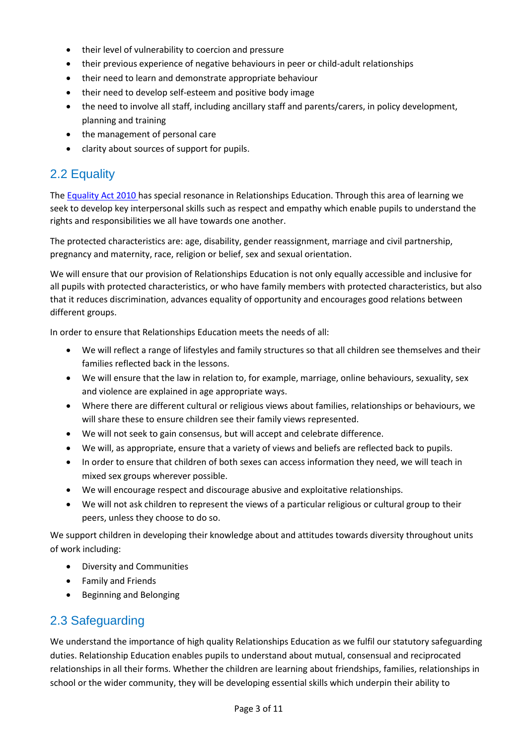- their level of vulnerability to coercion and pressure
- their previous experience of negative behaviours in peer or child-adult relationships
- their need to learn and demonstrate appropriate behaviour
- their need to develop self-esteem and positive body image
- the need to involve all staff, including ancillary staff and parents/carers, in policy development, planning and training
- the management of personal care
- clarity about sources of support for pupils.

## 2.2 Equality

The [Equality Act 2010](#) has special resonance in Relationships Education. Through this area of learning we seek to develop key interpersonal skills such as respect and empathy which enable pupils to understand the rights and responsibilities we all have towards one another.

The protected characteristics are: age, disability, gender reassignment, marriage and civil partnership, pregnancy and maternity, race, religion or belief, sex and sexual orientation.

We will ensure that our provision of Relationships Education is not only equally accessible and inclusive for all pupils with protected characteristics, or who have family members with protected characteristics, but also that it reduces discrimination, advances equality of opportunity and encourages good relations between different groups.

In order to ensure that Relationships Education meets the needs of all:

- We will reflect a range of lifestyles and family structures so that all children see themselves and their families reflected back in the lessons.
- We will ensure that the law in relation to, for example, marriage, online behaviours, sexuality, sex and violence are explained in age appropriate ways.
- Where there are different cultural or religious views about families, relationships or behaviours, we will share these to ensure children see their family views represented.
- We will not seek to gain consensus, but will accept and celebrate difference.
- We will, as appropriate, ensure that a variety of views and beliefs are reflected back to pupils.
- In order to ensure that children of both sexes can access information they need, we will teach in mixed sex groups wherever possible.
- We will encourage respect and discourage abusive and exploitative relationships.
- We will not ask children to represent the views of a particular religious or cultural group to their peers, unless they choose to do so.

We support children in developing their knowledge about and attitudes towards diversity throughout units of work including:

- Diversity and Communities
- Family and Friends
- Beginning and Belonging

## 2.3 Safeguarding

We understand the importance of high quality Relationships Education as we fulfil our statutory safeguarding duties. Relationship Education enables pupils to understand about mutual, consensual and reciprocated relationships in all their forms. Whether the children are learning about friendships, families, relationships in school or the wider community, they will be developing essential skills which underpin their ability to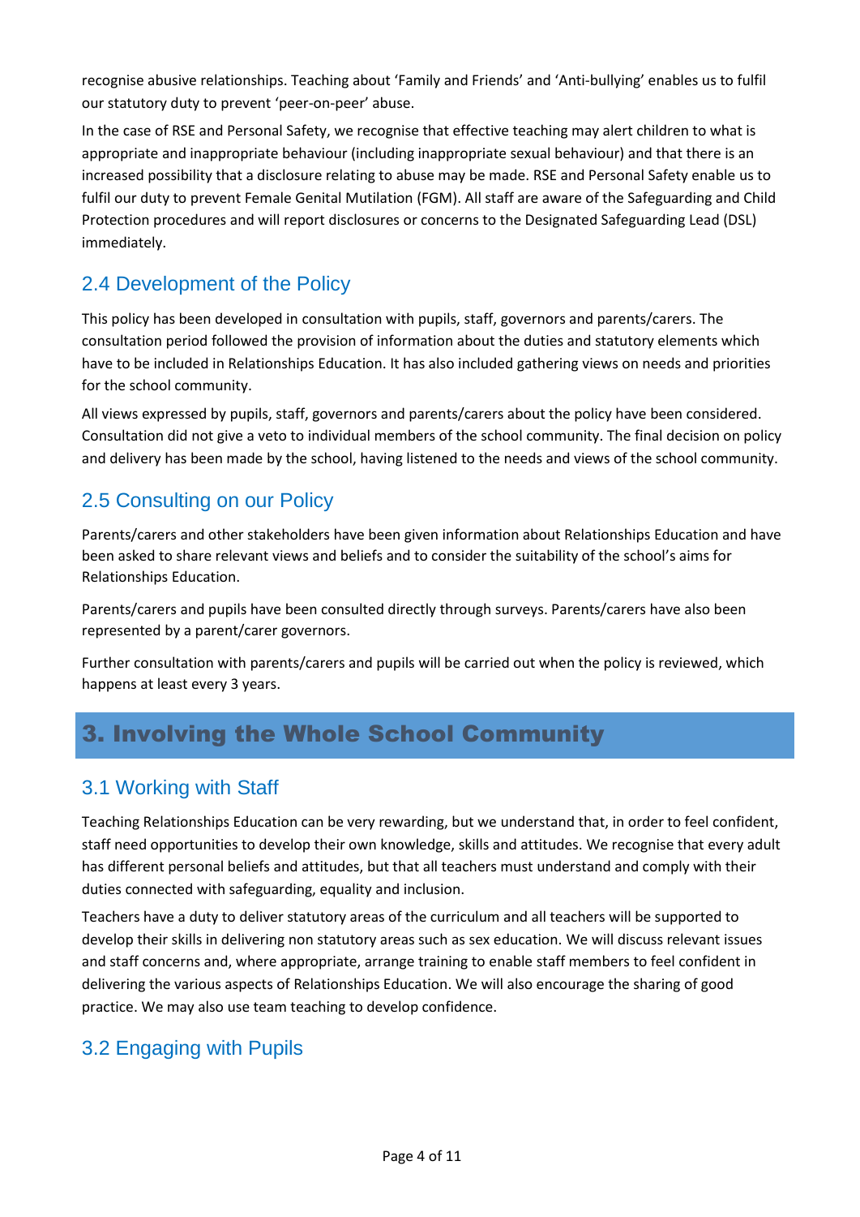recognise abusive relationships. Teaching about 'Family and Friends' and 'Anti-bullying' enables us to fulfil our statutory duty to prevent 'peer-on-peer' abuse.

In the case of RSE and Personal Safety, we recognise that effective teaching may alert children to what is appropriate and inappropriate behaviour (including inappropriate sexual behaviour) and that there is an increased possibility that a disclosure relating to abuse may be made. RSE and Personal Safety enable us to fulfil our duty to prevent Female Genital Mutilation (FGM). All staff are aware of the Safeguarding and Child Protection procedures and will report disclosures or concerns to the Designated Safeguarding Lead (DSL) immediately.

## 2.4 Development of the Policy

This policy has been developed in consultation with pupils, staff, governors and parents/carers. The consultation period followed the provision of information about the duties and statutory elements which have to be included in Relationships Education. It has also included gathering views on needs and priorities for the school community.

All views expressed by pupils, staff, governors and parents/carers about the policy have been considered. Consultation did not give a veto to individual members of the school community. The final decision on policy and delivery has been made by the school, having listened to the needs and views of the school community.

## 2.5 Consulting on our Policy

Parents/carers and other stakeholders have been given information about Relationships Education and have been asked to share relevant views and beliefs and to consider the suitability of the school's aims for Relationships Education.

Parents/carers and pupils have been consulted directly through surveys. Parents/carers have also been represented by a parent/carer governors.

Further consultation with parents/carers and pupils will be carried out when the policy is reviewed, which happens at least every 3 years.

# 3. Involving the Whole School Community

## 3.1 Working with Staff

Teaching Relationships Education can be very rewarding, but we understand that, in order to feel confident, staff need opportunities to develop their own knowledge, skills and attitudes. We recognise that every adult has different personal beliefs and attitudes, but that all teachers must understand and comply with their duties connected with safeguarding, equality and inclusion.

Teachers have a duty to deliver statutory areas of the curriculum and all teachers will be supported to develop their skills in delivering non statutory areas such as sex education. We will discuss relevant issues and staff concerns and, where appropriate, arrange training to enable staff members to feel confident in delivering the various aspects of Relationships Education. We will also encourage the sharing of good practice. We may also use team teaching to develop confidence.

## 3.2 Engaging with Pupils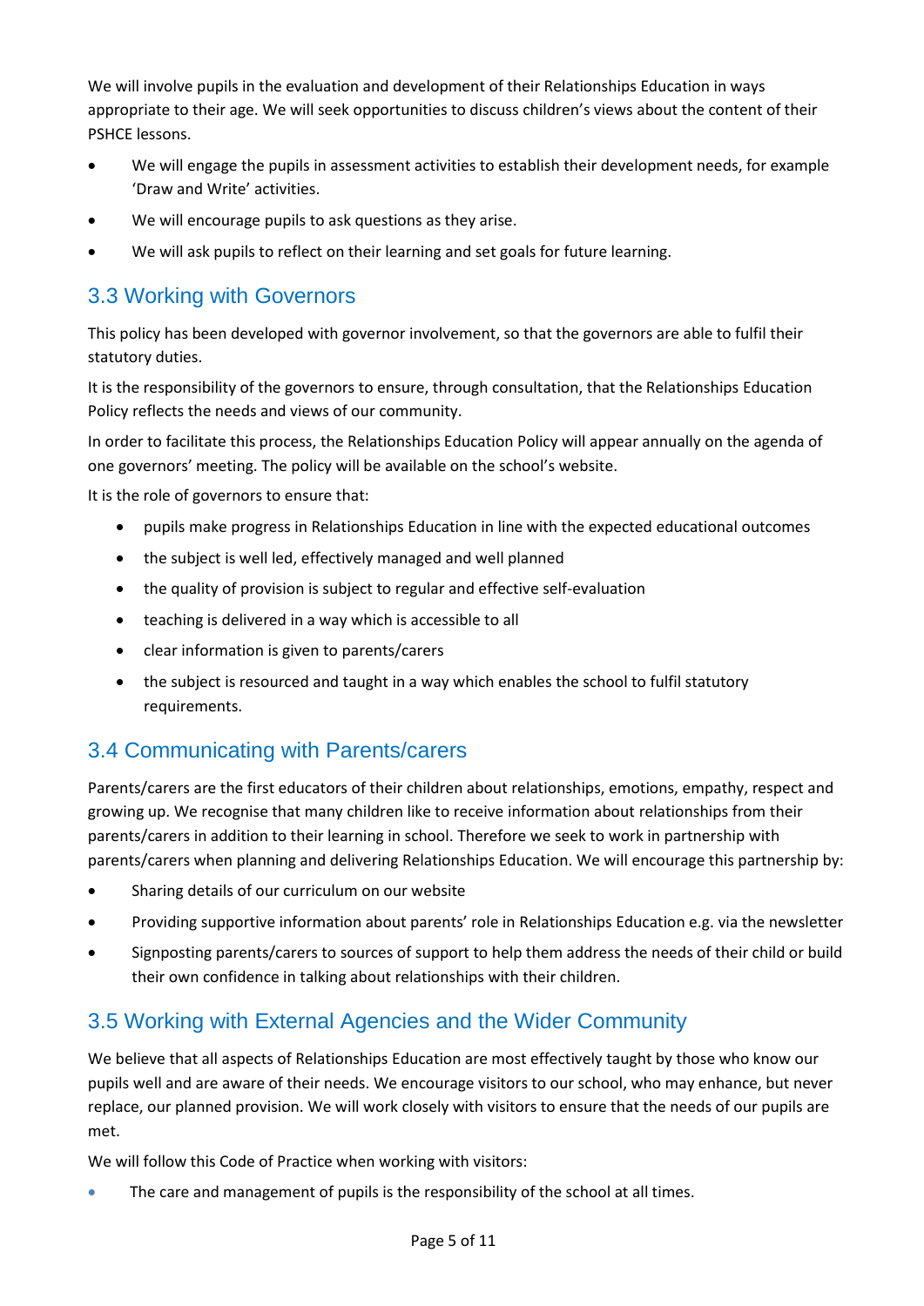We will involve pupils in the evaluation and development of their Relationships Education in ways appropriate to their age. We will seek opportunities to discuss children's views about the content of their PSHCE lessons.

- We will engage the pupils in assessment activities to establish their development needs, for example 'Draw and Write' activities.
- We will encourage pupils to ask questions as they arise.
- We will ask pupils to reflect on their learning and set goals for future learning.

## 3.3 Working with Governors

This policy has been developed with governor involvement, so that the governors are able to fulfil their statutory duties.

It is the responsibility of the governors to ensure, through consultation, that the Relationships Education Policy reflects the needs and views of our community.

In order to facilitate this process, the Relationships Education Policy will appear annually on the agenda of one governors' meeting. The policy will be available on the school's website.

It is the role of governors to ensure that:

- pupils make progress in Relationships Education in line with the expected educational outcomes
- the subject is well led, effectively managed and well planned
- the quality of provision is subject to regular and effective self-evaluation
- teaching is delivered in a way which is accessible to all
- clear information is given to parents/carers
- the subject is resourced and taught in a way which enables the school to fulfil statutory requirements.

## 3.4 Communicating with Parents/carers

Parents/carers are the first educators of their children about relationships, emotions, empathy, respect and growing up. We recognise that many children like to receive information about relationships from their parents/carers in addition to their learning in school. Therefore we seek to work in partnership with parents/carers when planning and delivering Relationships Education. We will encourage this partnership by:

- Sharing details of our curriculum on our website
- Providing supportive information about parents' role in Relationships Education e.g. via the newsletter
- Signposting parents/carers to sources of support to help them address the needs of their child or build their own confidence in talking about relationships with their children.

## 3.5 Working with External Agencies and the Wider Community

We believe that all aspects of Relationships Education are most effectively taught by those who know our pupils well and are aware of their needs. We encourage visitors to our school, who may enhance, but never replace, our planned provision. We will work closely with visitors to ensure that the needs of our pupils are met.

We will follow this Code of Practice when working with visitors:

- The care and management of pupils is the responsibility of the school at all times.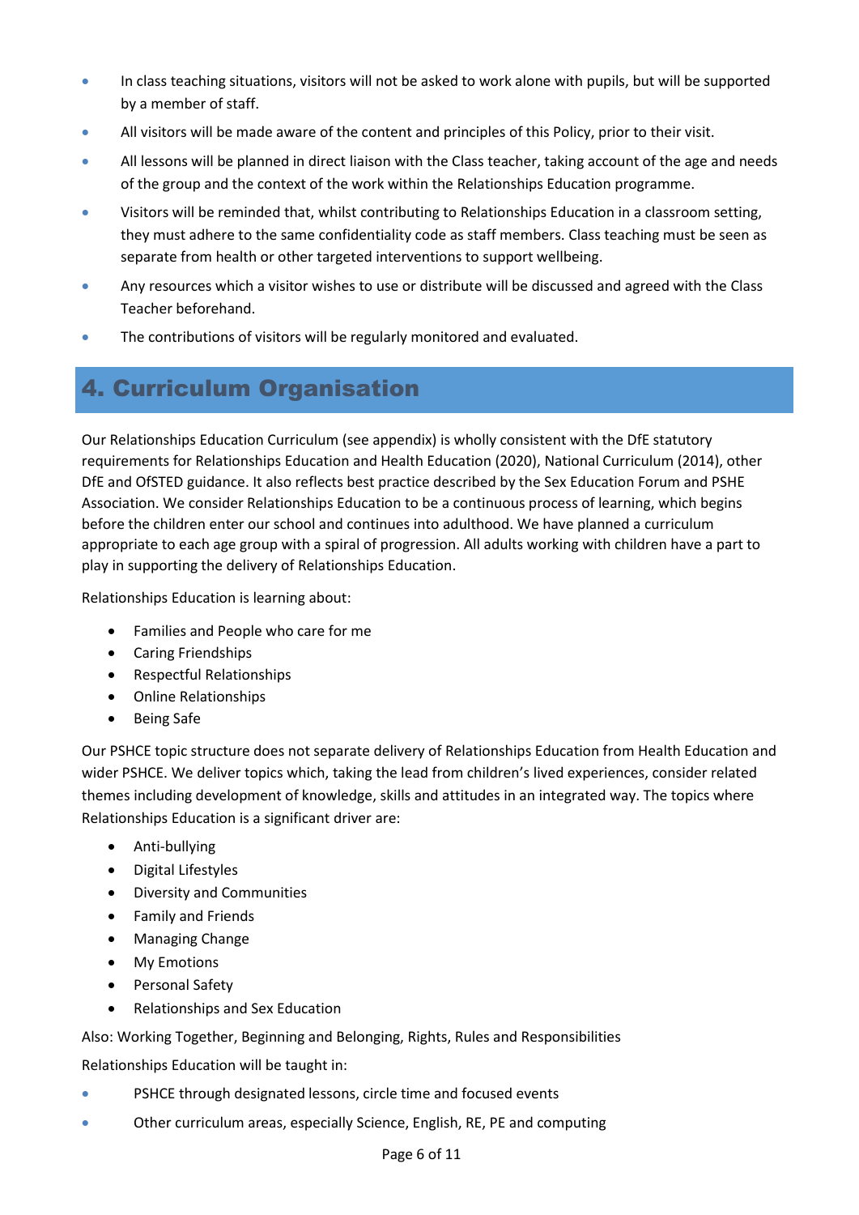- In class teaching situations, visitors will not be asked to work alone with pupils, but will be supported by a member of staff.
- All visitors will be made aware of the content and principles of this Policy, prior to their visit.
- All lessons will be planned in direct liaison with the Class teacher, taking account of the age and needs of the group and the context of the work within the Relationships Education programme.
- Visitors will be reminded that, whilst contributing to Relationships Education in a classroom setting, they must adhere to the same confidentiality code as staff members. Class teaching must be seen as separate from health or other targeted interventions to support wellbeing.
- Any resources which a visitor wishes to use or distribute will be discussed and agreed with the Class Teacher beforehand.
- The contributions of visitors will be regularly monitored and evaluated.

# 4. Curriculum Organisation

Our Relationships Education Curriculum (see appendix) is wholly consistent with the DfE statutory requirements for Relationships Education and Health Education (2020), National Curriculum (2014), other DfE and OfSTED guidance. It also reflects best practice described by the Sex Education Forum and PSHE Association. We consider Relationships Education to be a continuous process of learning, which begins before the children enter our school and continues into adulthood. We have planned a curriculum appropriate to each age group with a spiral of progression. All adults working with children have a part to play in supporting the delivery of Relationships Education.

Relationships Education is learning about:

- Families and People who care for me
- Caring Friendships
- Respectful Relationships
- Online Relationships
- Being Safe

Our PSHCE topic structure does not separate delivery of Relationships Education from Health Education and wider PSHCE. We deliver topics which, taking the lead from children's lived experiences, consider related themes including development of knowledge, skills and attitudes in an integrated way. The topics where Relationships Education is a significant driver are:

- Anti-bullying
- Digital Lifestyles
- Diversity and Communities
- Family and Friends
- Managing Change
- My Emotions
- Personal Safety
- Relationships and Sex Education

Also: Working Together, Beginning and Belonging, Rights, Rules and Responsibilities

Relationships Education will be taught in:

- PSHCE through designated lessons, circle time and focused events
- Other curriculum areas, especially Science, English, RE, PE and computing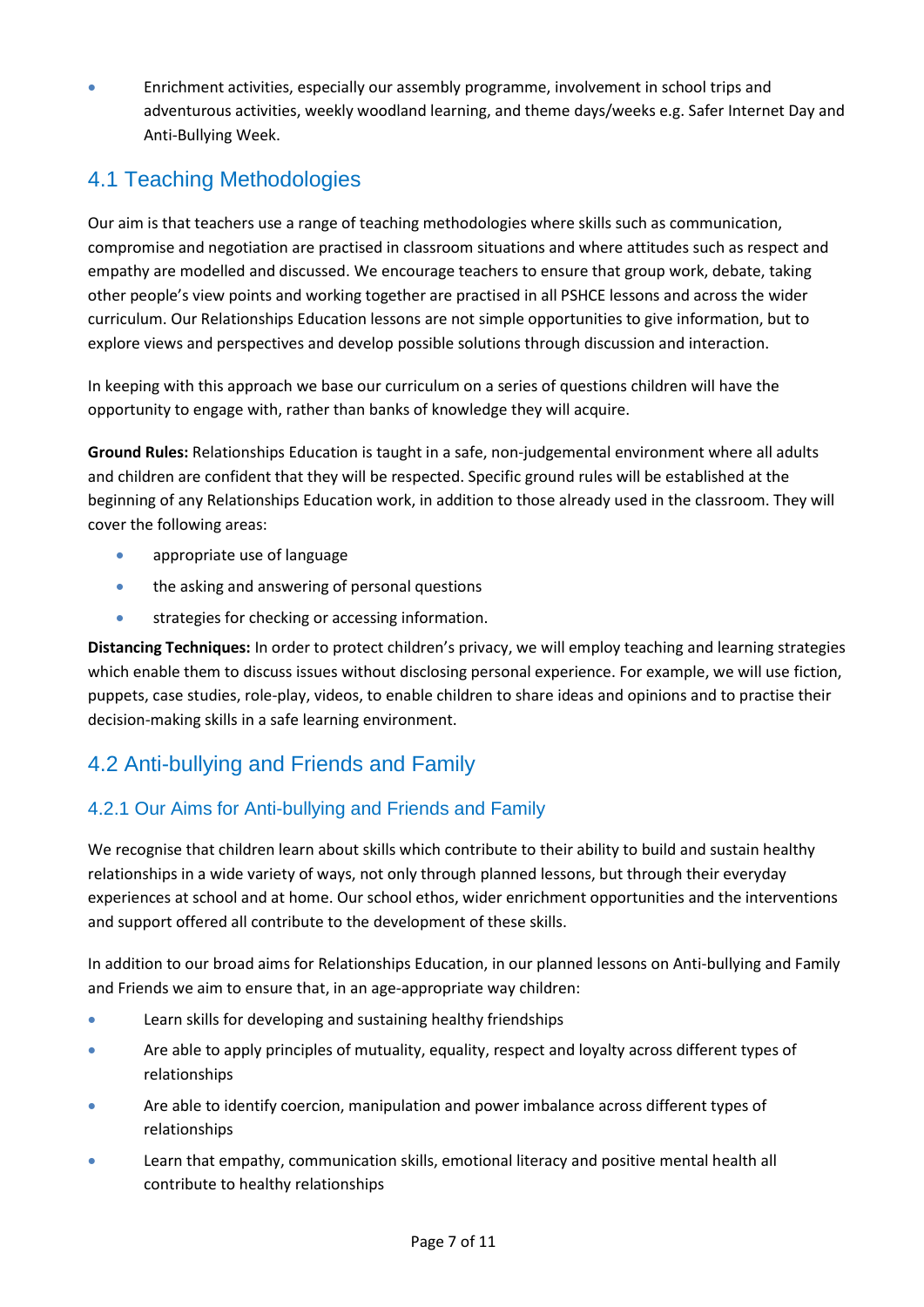- Enrichment activities, especially our assembly programme, involvement in school trips and adventurous activities, weekly woodland learning, and theme days/weeks e.g. Safer Internet Day and Anti-Bullying Week.

## 4.1 Teaching Methodologies

Our aim is that teachers use a range of teaching methodologies where skills such as communication, compromise and negotiation are practised in classroom situations and where attitudes such as respect and empathy are modelled and discussed. We encourage teachers to ensure that group work, debate, taking other people's view points and working together are practised in all PSHCE lessons and across the wider curriculum. Our Relationships Education lessons are not simple opportunities to give information, but to explore views and perspectives and develop possible solutions through discussion and interaction.

In keeping with this approach we base our curriculum on a series of questions children will have the opportunity to engage with, rather than banks of knowledge they will acquire.

**Ground Rules:** Relationships Education is taught in a safe, non-judgemental environment where all adults and children are confident that they will be respected. Specific ground rules will be established at the beginning of any Relationships Education work, in addition to those already used in the classroom. They will cover the following areas:

- appropriate use of language
- the asking and answering of personal questions
- strategies for checking or accessing information.

**Distancing Techniques:** In order to protect children's privacy, we will employ teaching and learning strategies which enable them to discuss issues without disclosing personal experience. For example, we will use fiction, puppets, case studies, role-play, videos, to enable children to share ideas and opinions and to practise their decision-making skills in a safe learning environment.

## 4.2 Anti-bullying and Friends and Family

### 4.2.1 Our Aims for Anti-bullying and Friends and Family

We recognise that children learn about skills which contribute to their ability to build and sustain healthy relationships in a wide variety of ways, not only through planned lessons, but through their everyday experiences at school and at home. Our school ethos, wider enrichment opportunities and the interventions and support offered all contribute to the development of these skills.

In addition to our broad aims for Relationships Education, in our planned lessons on Anti-bullying and Family and Friends we aim to ensure that, in an age-appropriate way children:

- Learn skills for developing and sustaining healthy friendships
- Are able to apply principles of mutuality, equality, respect and loyalty across different types of relationships
- Are able to identify coercion, manipulation and power imbalance across different types of relationships
- Learn that empathy, communication skills, emotional literacy and positive mental health all contribute to healthy relationships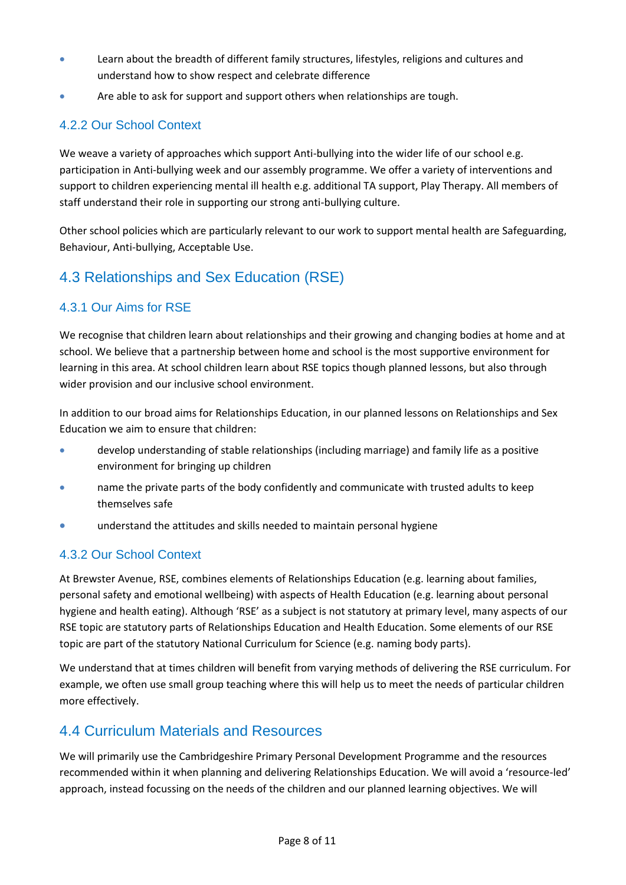- Learn about the breadth of different family structures, lifestyles, religions and cultures and understand how to show respect and celebrate difference
- Are able to ask for support and support others when relationships are tough.

### 4.2.2 Our School Context

We weave a variety of approaches which support Anti-bullying into the wider life of our school e.g. participation in Anti-bullying week and our assembly programme. We offer a variety of interventions and support to children experiencing mental ill health e.g. additional TA support, Play Therapy. All members of staff understand their role in supporting our strong anti-bullying culture.

Other school policies which are particularly relevant to our work to support mental health are Safeguarding, Behaviour, Anti-bullying, Acceptable Use.

## 4.3 Relationships and Sex Education (RSE)

### 4.3.1 Our Aims for RSE

We recognise that children learn about relationships and their growing and changing bodies at home and at school. We believe that a partnership between home and school is the most supportive environment for learning in this area. At school children learn about RSE topics though planned lessons, but also through wider provision and our inclusive school environment.

In addition to our broad aims for Relationships Education, in our planned lessons on Relationships and Sex Education we aim to ensure that children:

- develop understanding of stable relationships (including marriage) and family life as a positive environment for bringing up children
- name the private parts of the body confidently and communicate with trusted adults to keep themselves safe
- understand the attitudes and skills needed to maintain personal hygiene

### 4.3.2 Our School Context

At Brewster Avenue, RSE, combines elements of Relationships Education (e.g. learning about families, personal safety and emotional wellbeing) with aspects of Health Education (e.g. learning about personal hygiene and health eating). Although 'RSE' as a subject is not statutory at primary level, many aspects of our RSE topic are statutory parts of Relationships Education and Health Education. Some elements of our RSE topic are part of the statutory National Curriculum for Science (e.g. naming body parts).

We understand that at times children will benefit from varying methods of delivering the RSE curriculum. For example, we often use small group teaching where this will help us to meet the needs of particular children more effectively.

## 4.4 Curriculum Materials and Resources

We will primarily use the Cambridgeshire Primary Personal Development Programme and the resources recommended within it when planning and delivering Relationships Education. We will avoid a 'resource-led' approach, instead focussing on the needs of the children and our planned learning objectives. We will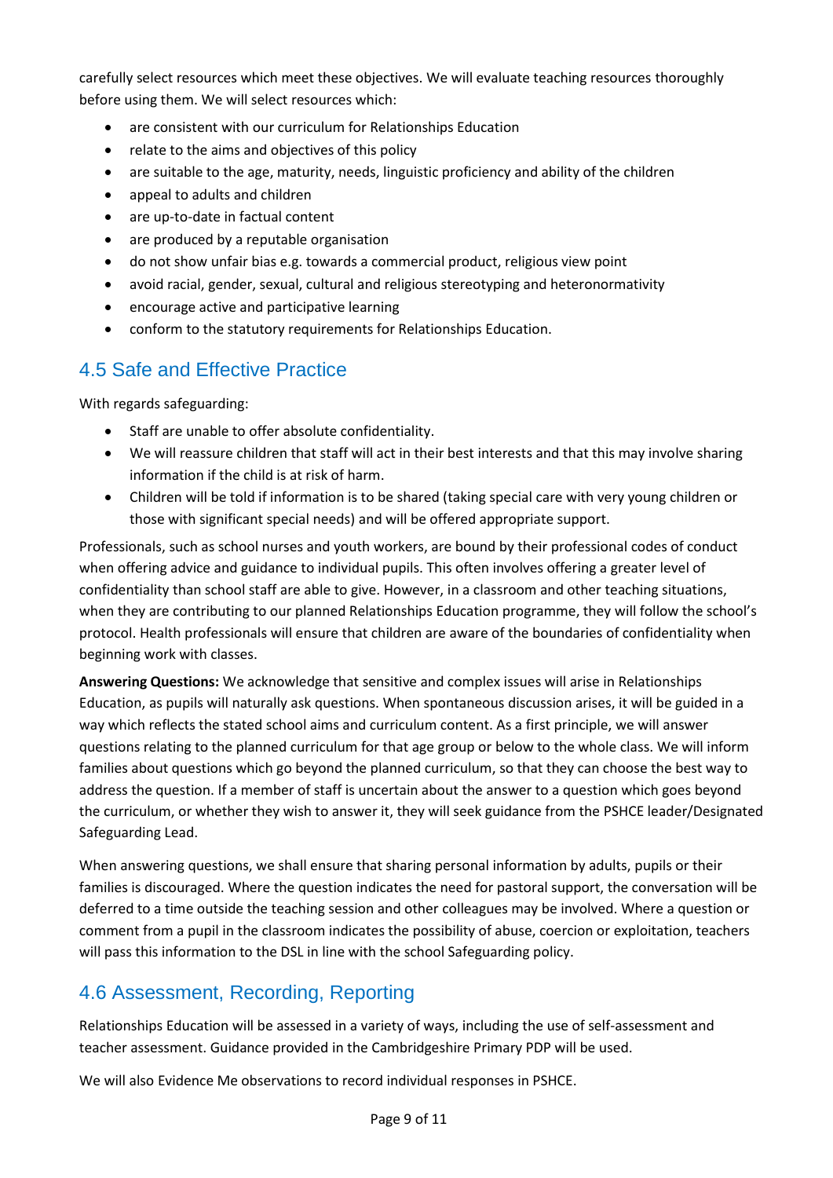carefully select resources which meet these objectives. We will evaluate teaching resources thoroughly before using them. We will select resources which:

- are consistent with our curriculum for Relationships Education
- relate to the aims and objectives of this policy
- are suitable to the age, maturity, needs, linguistic proficiency and ability of the children
- appeal to adults and children
- are up-to-date in factual content
- are produced by a reputable organisation
- do not show unfair bias e.g. towards a commercial product, religious view point
- avoid racial, gender, sexual, cultural and religious stereotyping and heteronormativity
- encourage active and participative learning
- conform to the statutory requirements for Relationships Education.

## 4.5 Safe and Effective Practice

With regards safeguarding:

- Staff are unable to offer absolute confidentiality.
- We will reassure children that staff will act in their best interests and that this may involve sharing information if the child is at risk of harm.
- Children will be told if information is to be shared (taking special care with very young children or those with significant special needs) and will be offered appropriate support.

Professionals, such as school nurses and youth workers, are bound by their professional codes of conduct when offering advice and guidance to individual pupils. This often involves offering a greater level of confidentiality than school staff are able to give. However, in a classroom and other teaching situations, when they are contributing to our planned Relationships Education programme, they will follow the school's protocol. Health professionals will ensure that children are aware of the boundaries of confidentiality when beginning work with classes.

**Answering Questions:** We acknowledge that sensitive and complex issues will arise in Relationships Education, as pupils will naturally ask questions. When spontaneous discussion arises, it will be guided in a way which reflects the stated school aims and curriculum content. As a first principle, we will answer questions relating to the planned curriculum for that age group or below to the whole class. We will inform families about questions which go beyond the planned curriculum, so that they can choose the best way to address the question. If a member of staff is uncertain about the answer to a question which goes beyond the curriculum, or whether they wish to answer it, they will seek guidance from the PSHCE leader/Designated Safeguarding Lead.

When answering questions, we shall ensure that sharing personal information by adults, pupils or their families is discouraged. Where the question indicates the need for pastoral support, the conversation will be deferred to a time outside the teaching session and other colleagues may be involved. Where a question or comment from a pupil in the classroom indicates the possibility of abuse, coercion or exploitation, teachers will pass this information to the DSL in line with the school Safeguarding policy.

## 4.6 Assessment, Recording, Reporting

Relationships Education will be assessed in a variety of ways, including the use of self-assessment and teacher assessment. Guidance provided in the Cambridgeshire Primary PDP will be used.

We will also Evidence Me observations to record individual responses in PSHCE.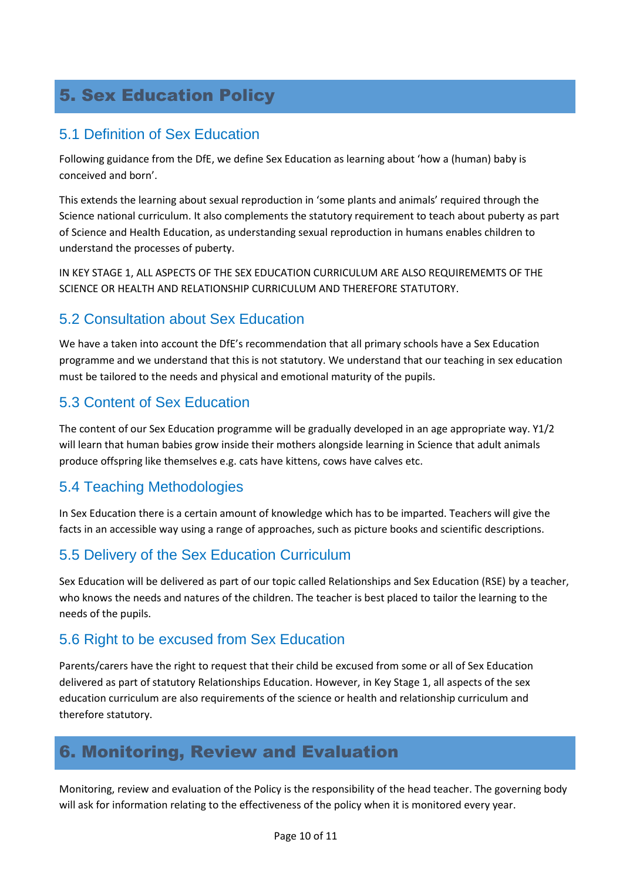# 5. Sex Education Policy

## 5.1 Definition of Sex Education

Following guidance from the DfE, we define Sex Education as learning about 'how a (human) baby is conceived and born'.

This extends the learning about sexual reproduction in 'some plants and animals' required through the Science national curriculum. It also complements the statutory requirement to teach about puberty as part of Science and Health Education, as understanding sexual reproduction in humans enables children to understand the processes of puberty.

IN KEY STAGE 1, ALL ASPECTS OF THE SEX EDUCATION CURRICULUM ARE ALSO REQUIREMEMTS OF THE SCIENCE OR HEALTH AND RELATIONSHIP CURRICULUM AND THEREFORE STATUTORY.

## 5.2 Consultation about Sex Education

We have a taken into account the DfE's recommendation that all primary schools have a Sex Education programme and we understand that this is not statutory. We understand that our teaching in sex education must be tailored to the needs and physical and emotional maturity of the pupils.

## 5.3 Content of Sex Education

The content of our Sex Education programme will be gradually developed in an age appropriate way. Y1/2 will learn that human babies grow inside their mothers alongside learning in Science that adult animals produce offspring like themselves e.g. cats have kittens, cows have calves etc.

## 5.4 Teaching Methodologies

In Sex Education there is a certain amount of knowledge which has to be imparted. Teachers will give the facts in an accessible way using a range of approaches, such as picture books and scientific descriptions.

## 5.5 Delivery of the Sex Education Curriculum

Sex Education will be delivered as part of our topic called Relationships and Sex Education (RSE) by a teacher, who knows the needs and natures of the children. The teacher is best placed to tailor the learning to the needs of the pupils.

## 5.6 Right to be excused from Sex Education

Parents/carers have the right to request that their child be excused from some or all of Sex Education delivered as part of statutory Relationships Education. However, in Key Stage 1, all aspects of the sex education curriculum are also requirements of the science or health and relationship curriculum and therefore statutory.

# 6. Monitoring, Review and Evaluation

Monitoring, review and evaluation of the Policy is the responsibility of the head teacher. The governing body will ask for information relating to the effectiveness of the policy when it is monitored every year.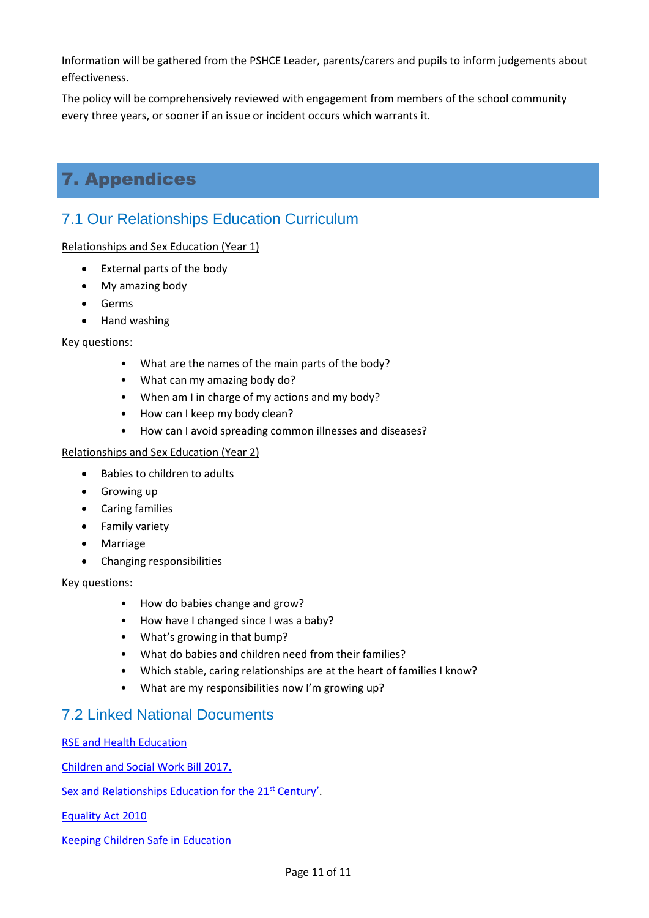Information will be gathered from the PSHCE Leader, parents/carers and pupils to inform judgements about effectiveness.

The policy will be comprehensively reviewed with engagement from members of the school community every three years, or sooner if an issue or incident occurs which warrants it.

# 7. Appendices

## 7.1 Our Relationships Education Curriculum

Relationships and Sex Education (Year 1)

- External parts of the body
- My amazing body
- Germs
- Hand washing

Key questions:

- What are the names of the main parts of the body?
- What can my amazing body do?
- When am I in charge of my actions and my body?
- How can I keep my body clean?
- How can I avoid spreading common illnesses and diseases?

Relationships and Sex Education (Year 2)

- Babies to children to adults
- Growing up
- Caring families
- Family variety
- Marriage
- Changing responsibilities

Key questions:

- How do babies change and grow?
- How have I changed since I was a baby?
- What's growing in that bump?
- What do babies and children need from their families?
- Which stable, caring relationships are at the heart of families I know?
- What are my responsibilities now I'm growing up?

## 7.2 Linked National Documents

RSE and Health Education

Children and Social Work Bill 2017.

Sex and Relationships Education for the 21st Century'.

Equality Act 2010

Keeping Children Safe in Education